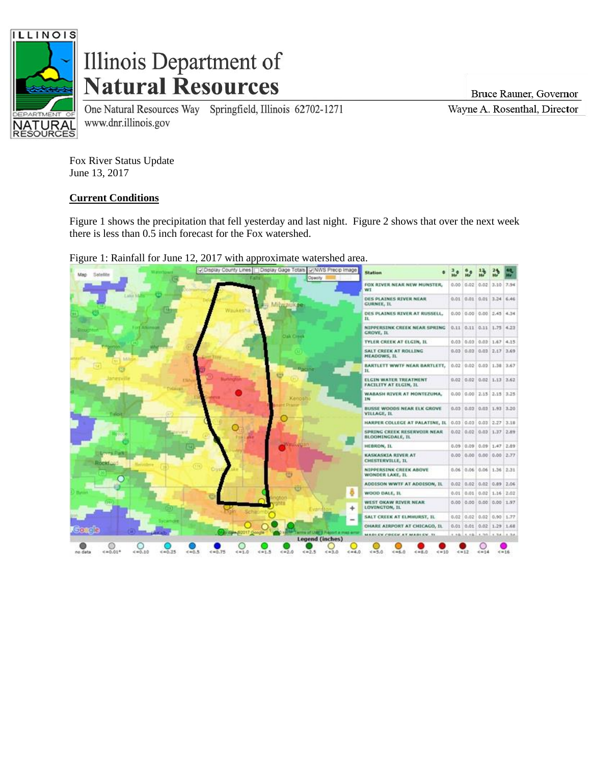Illinois Department of **Natural Resources**

One Natural Resources Way Springfield, Illinois 62702-1271
www.dnr.illinois.gov

Bruce Rauner, Governor
Wayne A. Rosenthal, Director

Fox River Status Update
June 13, 2017

**Current Conditions**

Figure 1 shows the precipitation that fell yesterday and last night. Figure 2 shows that over the next week there is less than 0.5 inch forecast for the Fox watershed.

Figure 1: Rainfall for June 12, 2017 with approximate watershed area.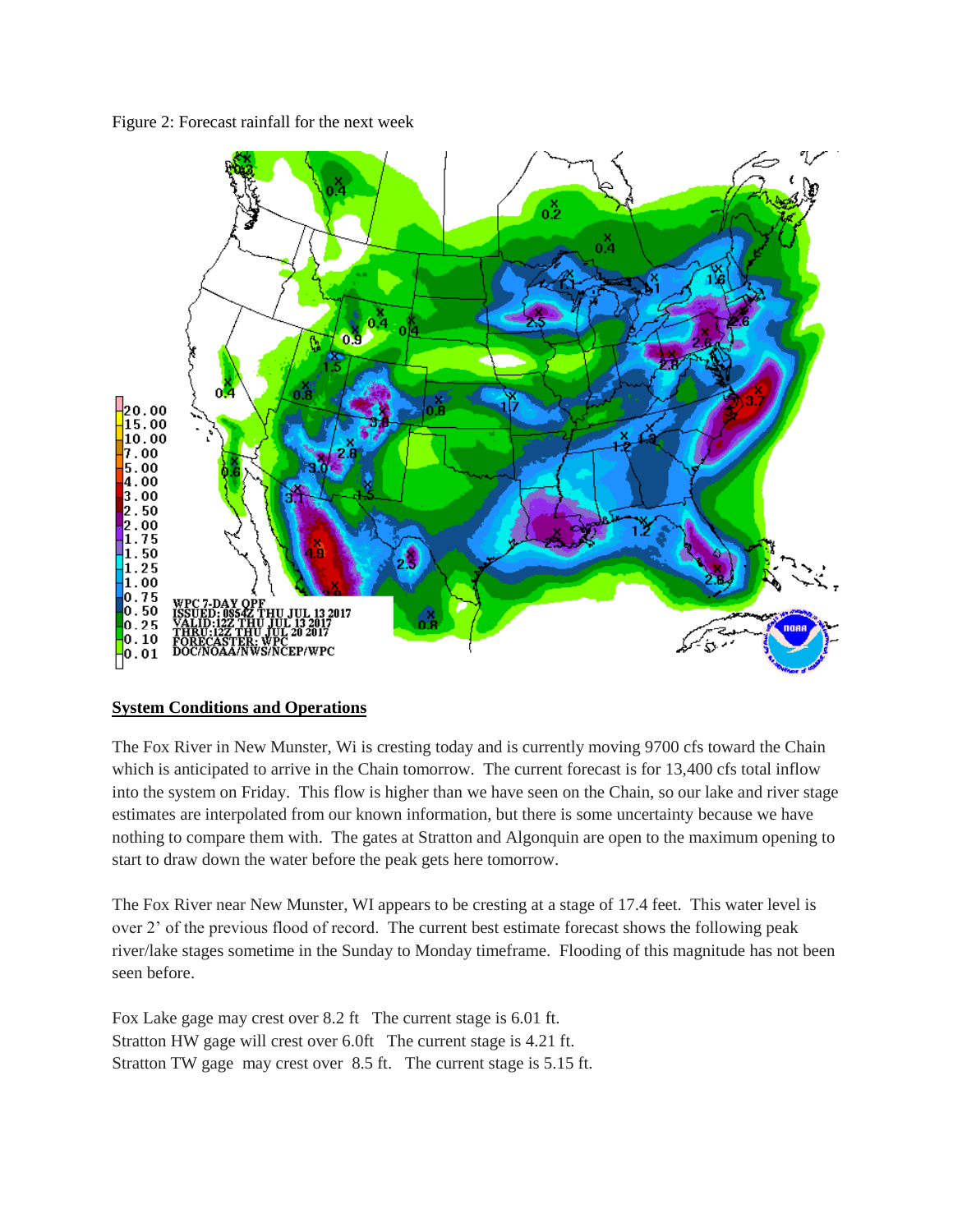Figure 2: Forecast rainfall for the next week

## System Conditions and Operations

The Fox River in New Munster, Wi is cresting today and is currently moving 9700 cfs toward the Chain which is anticipated to arrive in the Chain tomorrow. The current forecast is for 13,400 cfs total inflow into the system on Friday. This flow is higher than we have seen on the Chain, so our lake and river stage estimates are interpolated from our known information, but there is some uncertainty because we have nothing to compare them with. The gates at Stratton and Algonquin are open to the maximum opening to start to draw down the water before the peak gets here tomorrow.

The Fox River near New Munster, WI appears to be cresting at a stage of 17.4 feet. This water level is over 2' of the previous flood of record. The current best estimate forecast shows the following peak river/lake stages sometime in the Sunday to Monday timeframe. Flooding of this magnitude has not been seen before.

Fox Lake gage may crest over 8.2 ft The current stage is 6.01 ft.
Stratton HW gage will crest over 6.0ft The current stage is 4.21 ft.
Stratton TW gage may crest over 8.5 ft. The current stage is 5.15 ft.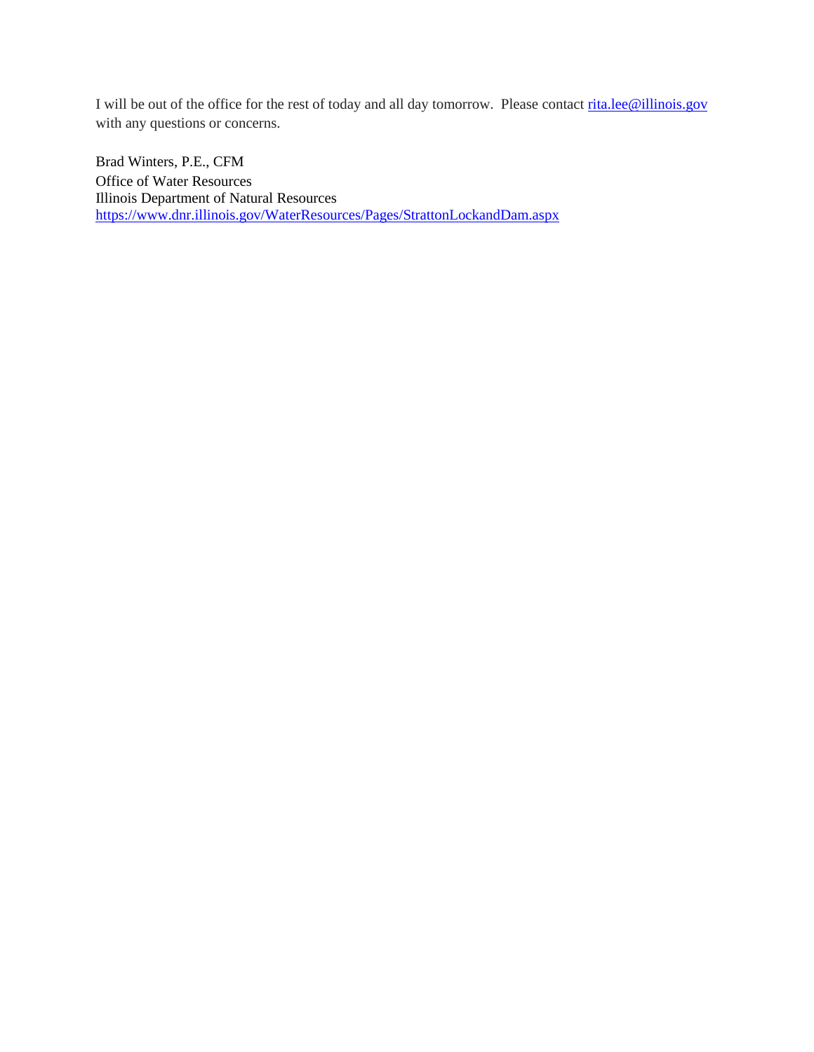I will be out of the office for the rest of today and all day tomorrow. Please contact rita.lee@illinois.gov with any questions or concerns.

Brad Winters, P.E., CFM
Office of Water Resources
Illinois Department of Natural Resources
https://www.dnr.illinois.gov/WaterResources/Pages/StrattonLockandDam.aspx